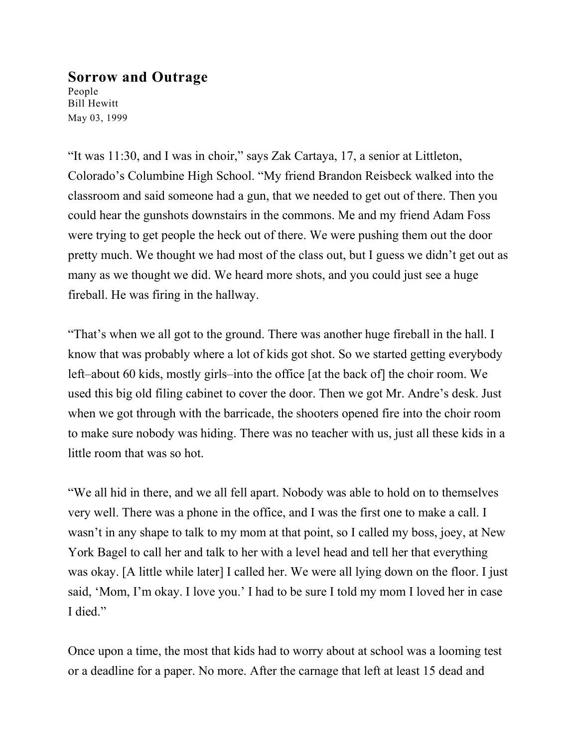# Sorrow and Outrage

People
Bill Hewitt
May 03, 1999

"It was 11:30, and I was in choir," says Zak Cartaya, 17, a senior at Littleton, Colorado's Columbine High School. "My friend Brandon Reisbeck walked into the classroom and said someone had a gun, that we needed to get out of there. Then you could hear the gunshots downstairs in the commons. Me and my friend Adam Foss were trying to get people the heck out of there. We were pushing them out the door pretty much. We thought we had most of the class out, but I guess we didn't get out as many as we thought we did. We heard more shots, and you could just see a huge fireball. He was firing in the hallway.

"That's when we all got to the ground. There was another huge fireball in the hall. I know that was probably where a lot of kids got shot. So we started getting everybody left–about 60 kids, mostly girls–into the office [at the back of] the choir room. We used this big old filing cabinet to cover the door. Then we got Mr. Andre's desk. Just when we got through with the barricade, the shooters opened fire into the choir room to make sure nobody was hiding. There was no teacher with us, just all these kids in a little room that was so hot.

"We all hid in there, and we all fell apart. Nobody was able to hold on to themselves very well. There was a phone in the office, and I was the first one to make a call. I wasn't in any shape to talk to my mom at that point, so I called my boss, joey, at New York Bagel to call her and talk to her with a level head and tell her that everything was okay. [A little while later] I called her. We were all lying down on the floor. I just said, 'Mom, I'm okay. I love you.' I had to be sure I told my mom I loved her in case I died."

Once upon a time, the most that kids had to worry about at school was a looming test or a deadline for a paper. No more. After the carnage that left at least 15 dead and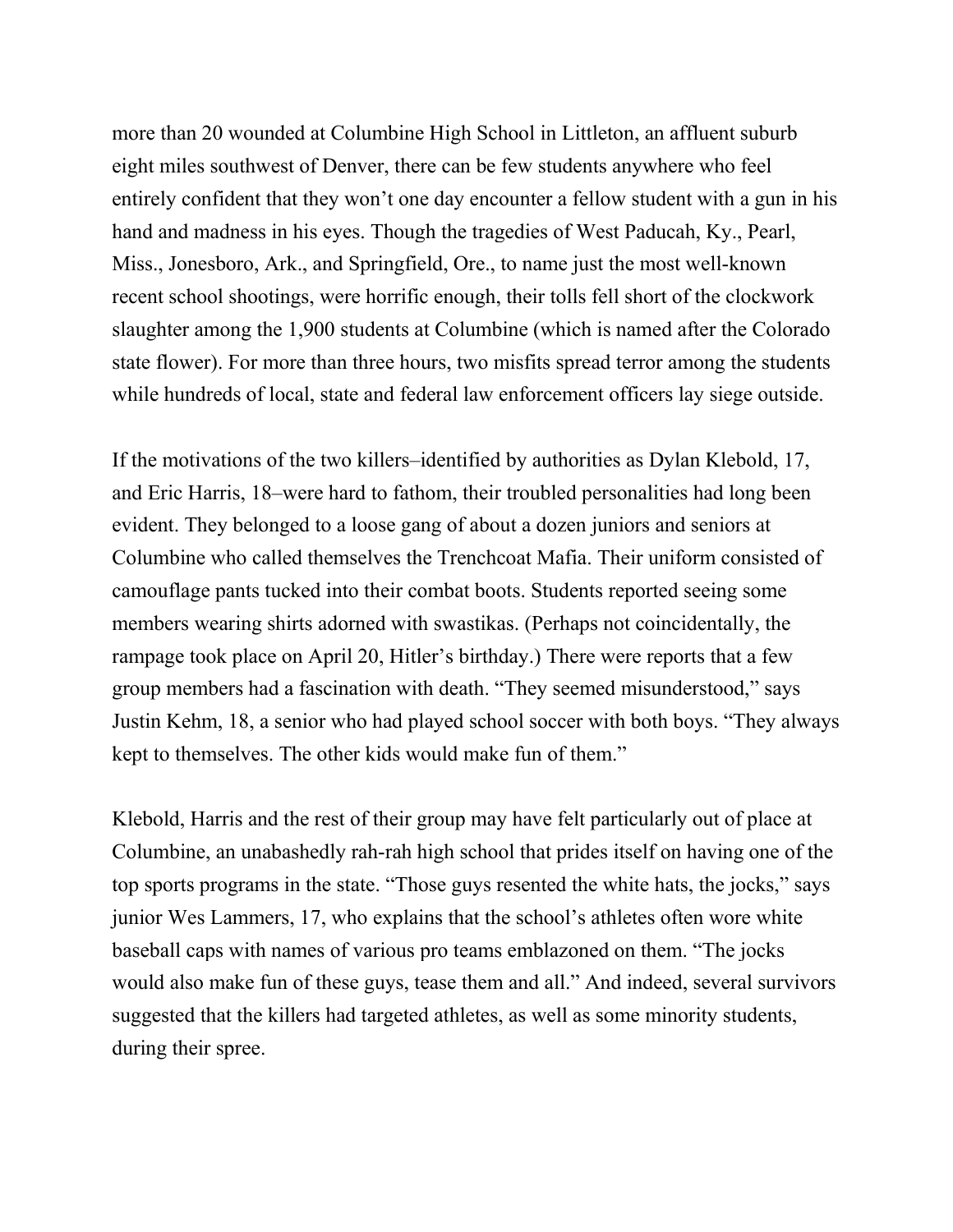more than 20 wounded at Columbine High School in Littleton, an affluent suburb eight miles southwest of Denver, there can be few students anywhere who feel entirely confident that they won't one day encounter a fellow student with a gun in his hand and madness in his eyes. Though the tragedies of West Paducah, Ky., Pearl, Miss., Jonesboro, Ark., and Springfield, Ore., to name just the most well-known recent school shootings, were horrific enough, their tolls fell short of the clockwork slaughter among the 1,900 students at Columbine (which is named after the Colorado state flower). For more than three hours, two misfits spread terror among the students while hundreds of local, state and federal law enforcement officers lay siege outside.

If the motivations of the two killers–identified by authorities as Dylan Klebold, 17, and Eric Harris, 18–were hard to fathom, their troubled personalities had long been evident. They belonged to a loose gang of about a dozen juniors and seniors at Columbine who called themselves the Trenchcoat Mafia. Their uniform consisted of camouflage pants tucked into their combat boots. Students reported seeing some members wearing shirts adorned with swastikas. (Perhaps not coincidentally, the rampage took place on April 20, Hitler's birthday.) There were reports that a few group members had a fascination with death. "They seemed misunderstood," says Justin Kehm, 18, a senior who had played school soccer with both boys. "They always kept to themselves. The other kids would make fun of them."

Klebold, Harris and the rest of their group may have felt particularly out of place at Columbine, an unabashedly rah-rah high school that prides itself on having one of the top sports programs in the state. "Those guys resented the white hats, the jocks," says junior Wes Lammers, 17, who explains that the school's athletes often wore white baseball caps with names of various pro teams emblazoned on them. "The jocks would also make fun of these guys, tease them and all." And indeed, several survivors suggested that the killers had targeted athletes, as well as some minority students, during their spree.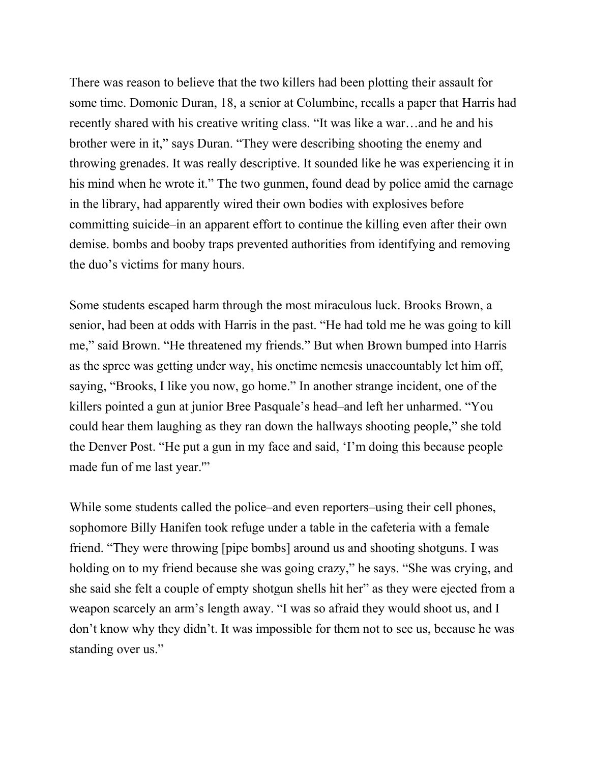There was reason to believe that the two killers had been plotting their assault for some time. Domonic Duran, 18, a senior at Columbine, recalls a paper that Harris had recently shared with his creative writing class. "It was like a war…and he and his brother were in it," says Duran. "They were describing shooting the enemy and throwing grenades. It was really descriptive. It sounded like he was experiencing it in his mind when he wrote it." The two gunmen, found dead by police amid the carnage in the library, had apparently wired their own bodies with explosives before committing suicide–in an apparent effort to continue the killing even after their own demise. bombs and booby traps prevented authorities from identifying and removing the duo's victims for many hours.

Some students escaped harm through the most miraculous luck. Brooks Brown, a senior, had been at odds with Harris in the past. "He had told me he was going to kill me," said Brown. "He threatened my friends." But when Brown bumped into Harris as the spree was getting under way, his onetime nemesis unaccountably let him off, saying, "Brooks, I like you now, go home." In another strange incident, one of the killers pointed a gun at junior Bree Pasquale's head–and left her unharmed. "You could hear them laughing as they ran down the hallways shooting people," she told the Denver Post. "He put a gun in my face and said, 'I'm doing this because people made fun of me last year.'"

While some students called the police–and even reporters–using their cell phones, sophomore Billy Hanifen took refuge under a table in the cafeteria with a female friend. "They were throwing [pipe bombs] around us and shooting shotguns. I was holding on to my friend because she was going crazy," he says. "She was crying, and she said she felt a couple of empty shotgun shells hit her" as they were ejected from a weapon scarcely an arm's length away. "I was so afraid they would shoot us, and I don't know why they didn't. It was impossible for them not to see us, because he was standing over us."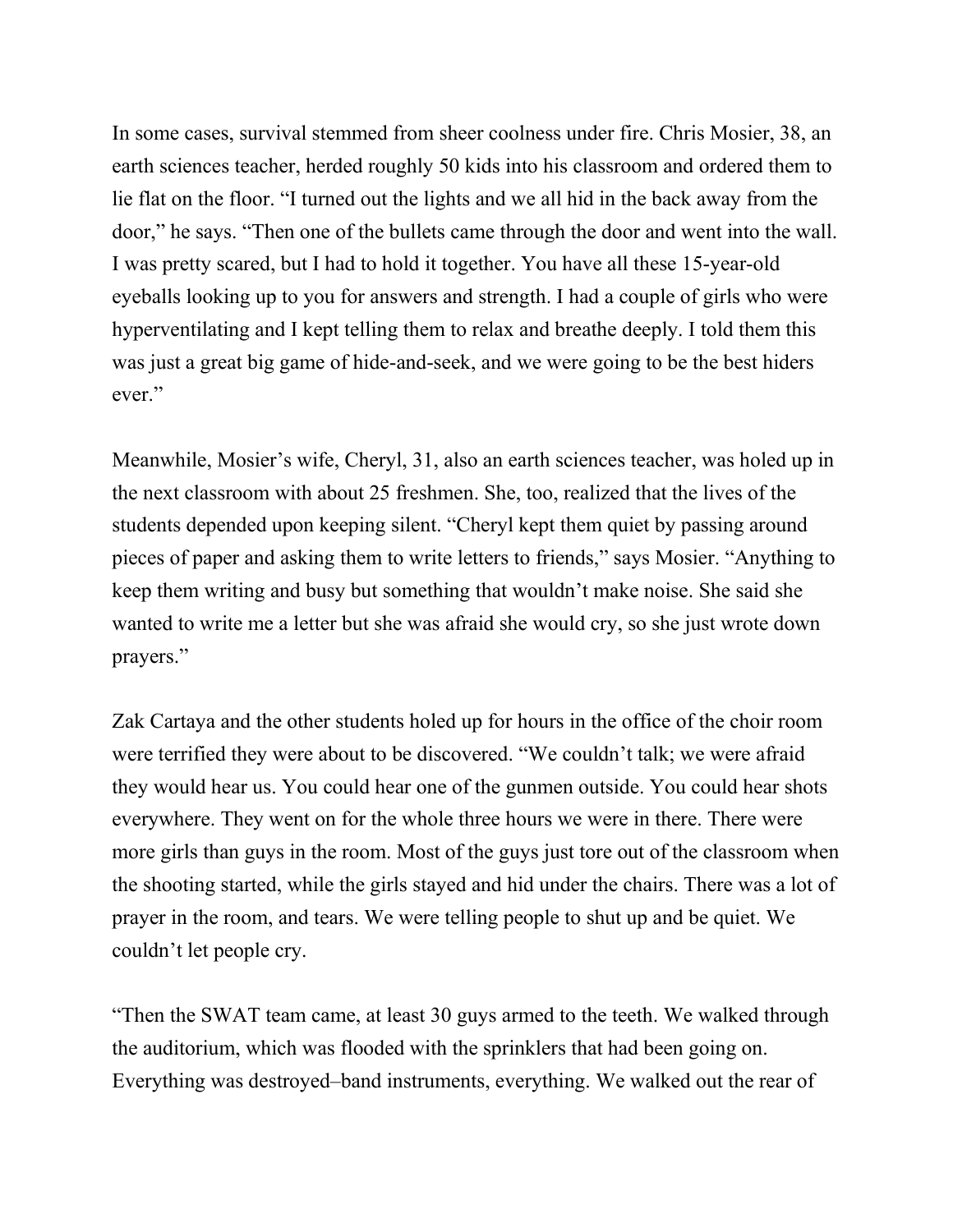In some cases, survival stemmed from sheer coolness under fire. Chris Mosier, 38, an earth sciences teacher, herded roughly 50 kids into his classroom and ordered them to lie flat on the floor. “I turned out the lights and we all hid in the back away from the door,” he says. “Then one of the bullets came through the door and went into the wall. I was pretty scared, but I had to hold it together. You have all these 15-year-old eyeballs looking up to you for answers and strength. I had a couple of girls who were hyperventilating and I kept telling them to relax and breathe deeply. I told them this was just a great big game of hide-and-seek, and we were going to be the best hiders ever.”

Meanwhile, Mosier’s wife, Cheryl, 31, also an earth sciences teacher, was holed up in the next classroom with about 25 freshmen. She, too, realized that the lives of the students depended upon keeping silent. “Cheryl kept them quiet by passing around pieces of paper and asking them to write letters to friends,” says Mosier. “Anything to keep them writing and busy but something that wouldn’t make noise. She said she wanted to write me a letter but she was afraid she would cry, so she just wrote down prayers.”

Zak Cartaya and the other students holed up for hours in the office of the choir room were terrified they were about to be discovered. “We couldn’t talk; we were afraid they would hear us. You could hear one of the gunmen outside. You could hear shots everywhere. They went on for the whole three hours we were in there. There were more girls than guys in the room. Most of the guys just tore out of the classroom when the shooting started, while the girls stayed and hid under the chairs. There was a lot of prayer in the room, and tears. We were telling people to shut up and be quiet. We couldn’t let people cry.

“Then the SWAT team came, at least 30 guys armed to the teeth. We walked through the auditorium, which was flooded with the sprinklers that had been going on. Everything was destroyed–band instruments, everything. We walked out the rear of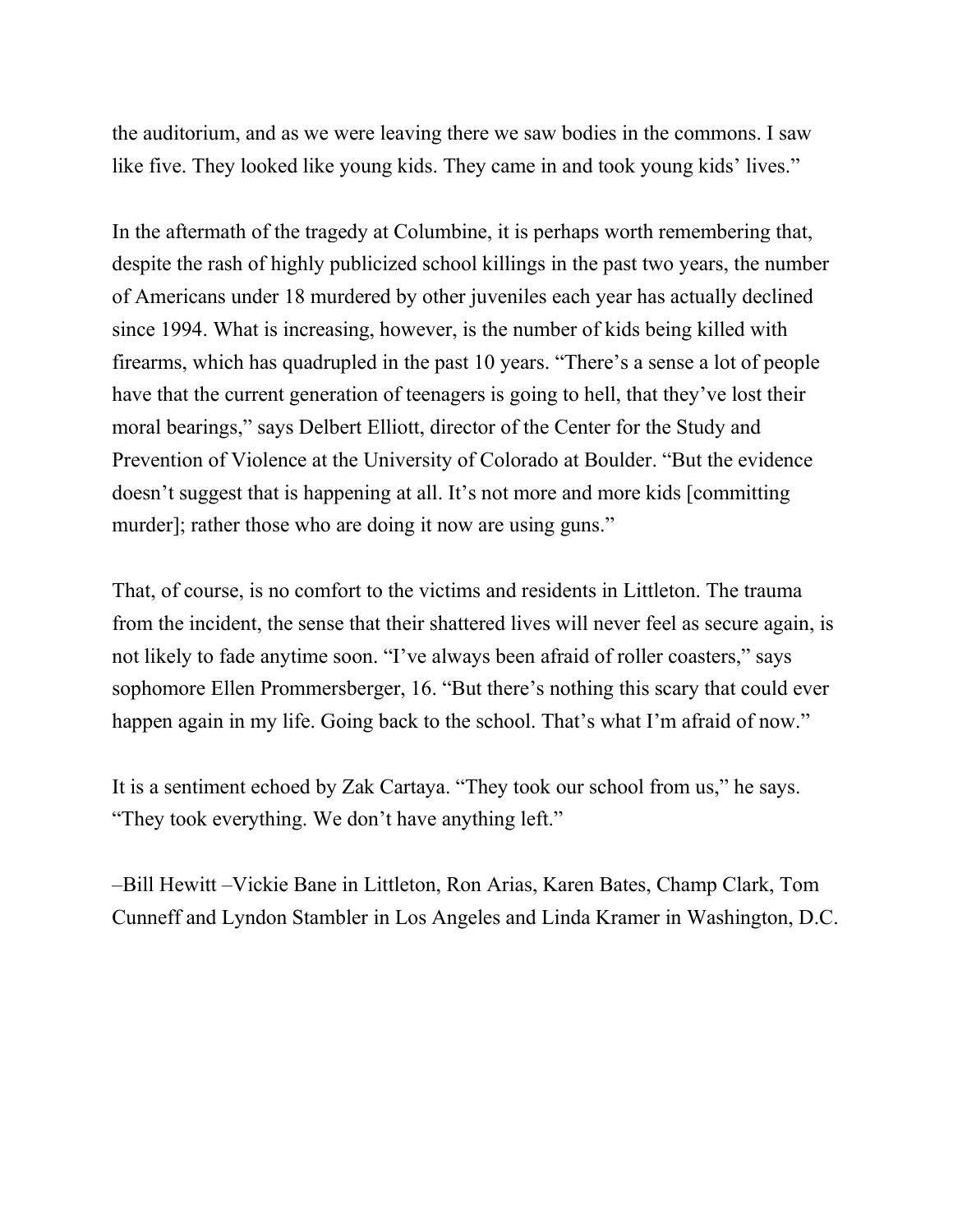the auditorium, and as we were leaving there we saw bodies in the commons. I saw like five. They looked like young kids. They came in and took young kids' lives."

In the aftermath of the tragedy at Columbine, it is perhaps worth remembering that, despite the rash of highly publicized school killings in the past two years, the number of Americans under 18 murdered by other juveniles each year has actually declined since 1994. What is increasing, however, is the number of kids being killed with firearms, which has quadrupled in the past 10 years. "There's a sense a lot of people have that the current generation of teenagers is going to hell, that they've lost their moral bearings," says Delbert Elliott, director of the Center for the Study and Prevention of Violence at the University of Colorado at Boulder. "But the evidence doesn't suggest that is happening at all. It's not more and more kids [committing murder]; rather those who are doing it now are using guns."

That, of course, is no comfort to the victims and residents in Littleton. The trauma from the incident, the sense that their shattered lives will never feel as secure again, is not likely to fade anytime soon. "I've always been afraid of roller coasters," says sophomore Ellen Prommersberger, 16. "But there's nothing this scary that could ever happen again in my life. Going back to the school. That's what I'm afraid of now."

It is a sentiment echoed by Zak Cartaya. "They took our school from us," he says. "They took everything. We don't have anything left."

–Bill Hewitt –Vickie Bane in Littleton, Ron Arias, Karen Bates, Champ Clark, Tom Cunneff and Lyndon Stambler in Los Angeles and Linda Kramer in Washington, D.C.